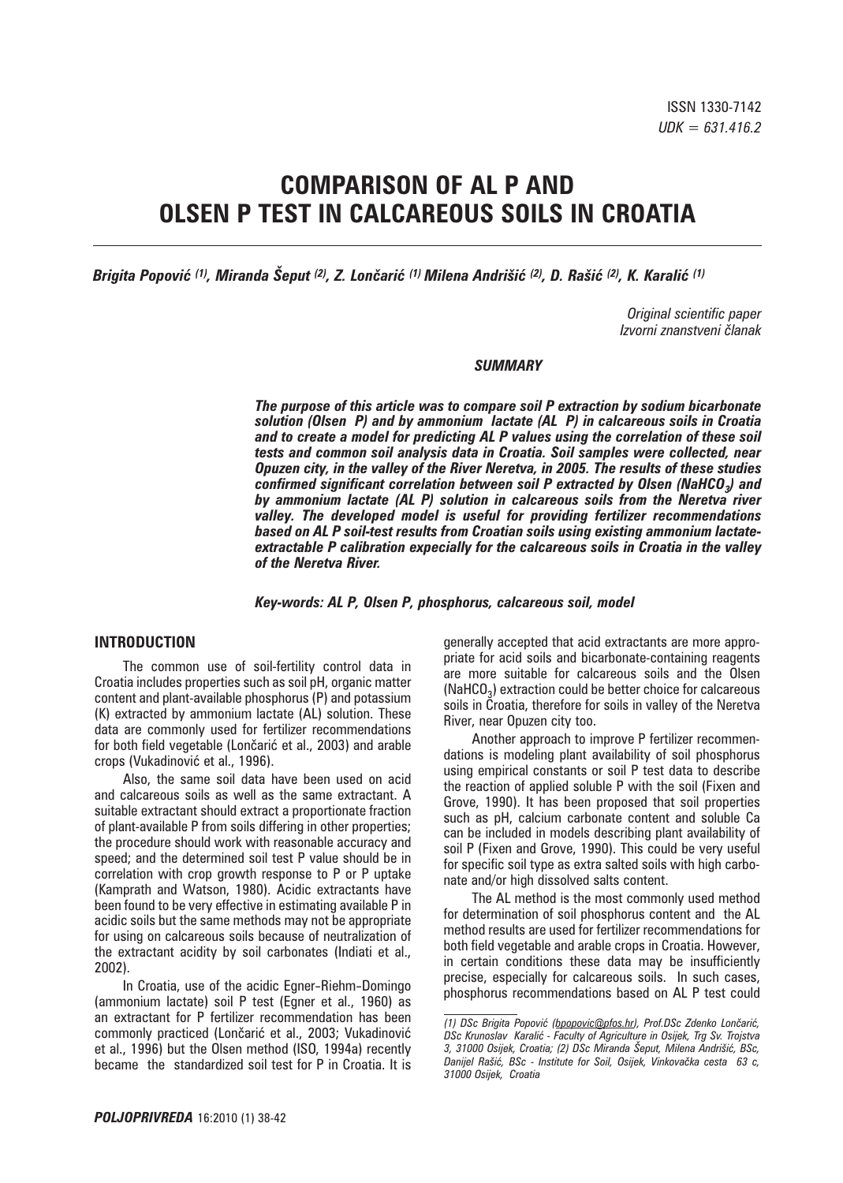ISSN 1330-7142
*UDK = 631.416.2*

# COMPARISON OF AL P AND OLSEN P TEST IN CALCAREOUS SOILS IN CROATIA

***Brigita Popović [(1)], Miranda Šeput [(2)], Z. Lončarić [(1)] Milena Andrišić [(2)], D. Rašić [(2)], K. Karalić [(1)]***

*Original scientific paper*
*Izvorni znanstveni članak*

### *SUMMARY*

***The purpose of this article was to compare soil P extraction by sodium bicarbonate solution (Olsen P) and by ammonium lactate (AL P) in calcareous soils in Croatia and to create a model for predicting AL P values using the correlation of these soil tests and common soil analysis data in Croatia. Soil samples were collected, near Opuzen city, in the valley of the River Neretva, in 2005. The results of these studies confirmed significant correlation between soil P extracted by Olsen ($NaHCO_3$) and by ammonium lactate (AL P) solution in calcareous soils from the Neretva river valley. The developed model is useful for providing fertilizer recommendations based on AL P soil-test results from Croatian soils using existing ammonium lactate-extractable P calibration expecially for the calcareous soils in Croatia in the valley of the Neretva River.***

***Key-words: AL P, Olsen P, phosphorus, calcareous soil, model***

## INTRODUCTION

The common use of soil-fertility control data in Croatia includes properties such as soil pH, organic matter content and plant-available phosphorus (P) and potassium (K) extracted by ammonium lactate (AL) solution. These data are commonly used for fertilizer recommendations for both field vegetable (Lončarić et al., 2003) and arable crops (Vukadinović et al., 1996).

Also, the same soil data have been used on acid and calcareous soils as well as the same extractant. A suitable extractant should extract a proportionate fraction of plant-available P from soils differing in other properties; the procedure should work with reasonable accuracy and speed; and the determined soil test P value should be in correlation with crop growth response to P or P uptake (Kamprath and Watson, 1980). Acidic extractants have been found to be very effective in estimating available P in acidic soils but the same methods may not be appropriate for using on calcareous soils because of neutralization of the extractant acidity by soil carbonates (Indiati et al., 2002).

In Croatia, use of the acidic Egner-Riehm-Domingo (ammonium lactate) soil P test (Egner et al., 1960) as an extractant for P fertilizer recommendation has been commonly practiced (Lončarić et al., 2003; Vukadinović et al., 1996) but the Olsen method (ISO, 1994a) recently became the standardized soil test for P in Croatia. It is generally accepted that acid extractants are more appropriate for acid soils and bicarbonate-containing reagents are more suitable for calcareous soils and the Olsen ($NaHCO_3$) extraction could be better choice for calcareous soils in Croatia, therefore for soils in valley of the Neretva River, near Opuzen city too.

Another approach to improve P fertilizer recommendations is modeling plant availability of soil phosphorus using empirical constants or soil P test data to describe the reaction of applied soluble P with the soil (Fixen and Grove, 1990). It has been proposed that soil properties such as pH, calcium carbonate content and soluble Ca can be included in models describing plant availability of soil P (Fixen and Grove, 1990). This could be very useful for specific soil type as extra salted soils with high carbonate and/or high dissolved salts content.

The AL method is the most commonly used method for determination of soil phosphorus content and the AL method results are used for fertilizer recommendations for both field vegetable and arable crops in Croatia. However, in certain conditions these data may be insufficiently precise, especially for calcareous soils. In such cases, phosphorus recommendations based on AL P test could

---

*(1) DSc Brigita Popović (bpopovic@pfos.hr), Prof.DSc Zdenko Lončarić, DSc Krunoslav Karalić - Faculty of Agriculture in Osijek, Trg Sv. Trojstva 3, 31000 Osijek, Croatia; (2) DSc Miranda Šeput, Milena Andrišić, BSc, Danijel Rašić, BSc - Institute for Soil, Osijek, Vinkovačka cesta 63 c, 31000 Osijek, Croatia*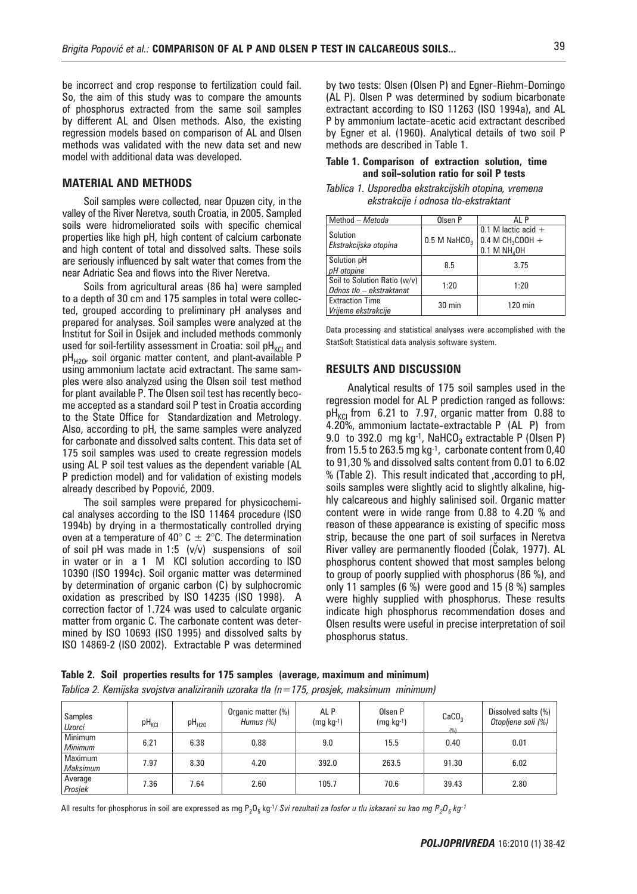be incorrect and crop response to fertilization could fail. So, the aim of this study was to compare the amounts of phosphorus extracted from the same soil samples by different AL and Olsen methods. Also, the existing regression models based on comparison of AL and Olsen methods was validated with the new data set and new model with additional data was developed.

## MATERIAL AND METHODS

Soil samples were collected, near Opuzen city, in the valley of the River Neretva, south Croatia, in 2005. Sampled soils were hidromeliorated soils with specific chemical properties like high pH, high content of calcium carbonate and high content of total and dissolved salts. These soils are seriously influenced by salt water that comes from the near Adriatic Sea and flows into the River Neretva.

Soils from agricultural areas (86 ha) were sampled to a depth of 30 cm and 175 samples in total were collected, grouped according to preliminary pH analyses and prepared for analyses. Soil samples were analyzed at the Institut for Soil in Osijek and included methods commonly used for soil-fertility assessment in Croatia: soil $pH_{KCl}$ and $pH_{H2O}$, soil organic matter content, and plant-available P using ammonium lactate acid extractant. The same samples were also analyzed using the Olsen soil test method for plant available P. The Olsen soil test has recently become accepted as a standard soil P test in Croatia according to the State Office for Standardization and Metrology. Also, according to pH, the same samples were analyzed for carbonate and dissolved salts content. This data set of 175 soil samples was used to create regression models using AL P soil test values as the dependent variable (AL P prediction model) and for validation of existing models already described by Popović, 2009.

The soil samples were prepared for physicochemical analyses according to the ISO 11464 procedure (ISO 1994b) by drying in a thermostatically controlled drying oven at a temperature of 40° C ± 2°C. The determination of soil pH was made in 1:5 (v/v) suspensions of soil in water or in a 1 M KCl solution according to ISO 10390 (ISO 1994c). Soil organic matter was determined by determination of organic carbon (C) by sulphocromic oxidation as prescribed by ISO 14235 (ISO 1998). A correction factor of 1.724 was used to calculate organic matter from organic C. The carbonate content was determined by ISO 10693 (ISO 1995) and dissolved salts by ISO 14869-2 (ISO 2002). Extractable P was determined by two tests: Olsen (Olsen P) and Egner-Riehm-Domingo (AL P). Olsen P was determined by sodium bicarbonate extractant according to ISO 11263 (ISO 1994a), and AL P by ammonium lactate-acetic acid extractant described by Egner et al. (1960). Analytical details of two soil P methods are described in Table 1.

**Table 1. Comparison of extraction solution, time and soil-solution ratio for soil P tests**

*Tablica 1. Usporedba ekstrakcijskih otopina, vremena ekstrakcije i odnosa tlo-ekstraktant*

| Method – *Metoda* | Olsen P | AL P |
|---|---|---|
| Solution *Ekstrakcijska otopina* | 0.5 M $NaHCO_3$ | 0.1 M lactic acid + 0.4 M $CH_3COOH$ + 0.1 M $NH_4OH$ |
| Solution pH *pH otopine* | 8.5 | 3.75 |
| Soil to Solution Ratio (w/v) *Odnos tlo – ekstraktanat* | 1:20 | 1:20 |
| Extraction Time *Vrijeme ekstrakcije* | 30 min | 120 min |

Data processing and statistical analyses were accomplished with the StatSoft Statistical data analysis software system.

## RESULTS AND DISCUSSION

Analytical results of 175 soil samples used in the regression model for AL P prediction ranged as follows: $pH_{KCl}$ from 6.21 to 7.97, organic matter from 0.88 to 4.20%, ammonium lactate-extractable P (AL P) from 9.0 to 392.0 mg $kg^{-1}$, $NaHCO_3$ extractable P (Olsen P) from 15.5 to 263.5 mg $kg^{-1}$, carbonate content from 0,40 to 91,30 % and dissolved salts content from 0.01 to 6.02 % (Table 2). This result indicated that ,according to pH, soils samples were slightly acid to slightly alkaline, highly calcareous and highly salinised soil. Organic matter content were in wide range from 0.88 to 4.20 % and reason of these appearance is existing of specific moss strip, because the one part of soil surfaces in Neretva River valley are permanently flooded (Čolak, 1977). AL phosphorus content showed that most samples belong to group of poorly supplied with phosphorus (86 %), and only 11 samples (6 %) were good and 15 (8 %) samples were highly supplied with phosphorus. These results indicate high phosphorus recommendation doses and Olsen results were useful in precise interpretation of soil phosphorus status.

**Table 2. Soil properties results for 175 samples (average, maximum and minimum)**

*Tablica 2. Kemijska svojstva analiziranih uzoraka tla (n=175, prosjek, maksimum minimum)*

| Samples *Uzorci* | $pH_{KCl}$ | $pH_{H2O}$ | Organic matter (%) *Humus (%)* | AL P (mg $kg^{-1}$) | Olsen P (mg $kg^{-1}$) | $CaCO_3$ (%) | Dissolved salts (%) *Otopljene soli (%)* |
|---|---|---|---|---|---|---|---|
| Minimum *Minimum* | 6.21 | 6.38 | 0.88 | 9.0 | 15.5 | 0.40 | 0.01 |
| Maximum *Maksimum* | 7.97 | 8.30 | 4.20 | 392.0 | 263.5 | 91.30 | 6.02 |
| Average *Prosjek* | 7.36 | 7.64 | 2.60 | 105.7 | 70.6 | 39.43 | 2.80 |

All results for phosphorus in soil are expressed as mg $P_2O_5$ $kg^{-1}$/ *Svi rezultati za fosfor u tlu iskazani su kao mg $P_2O_5$ $kg^{-1}$*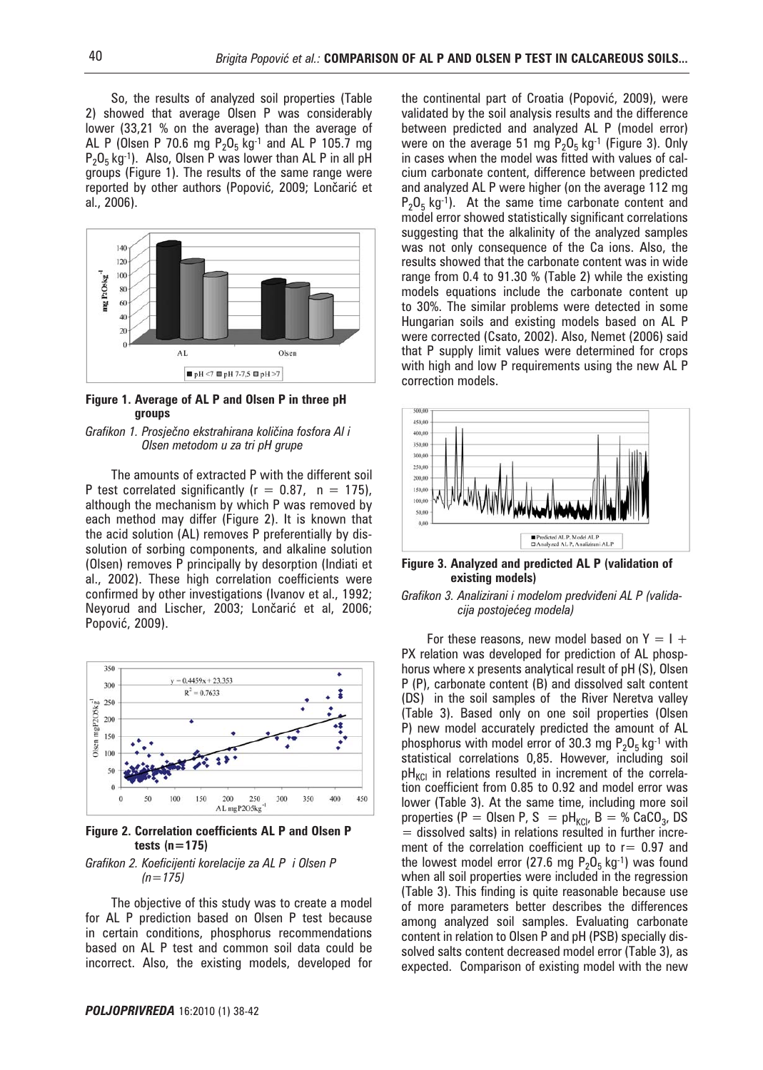So, the results of analyzed soil properties (Table 2) showed that average Olsen P was considerably lower (33,21 % on the average) than the average of AL P (Olsen P 70.6 mg $P_2O_5$ kg$^{-1}$ and AL P 105.7 mg $P_2O_5$ kg$^{-1}$). Also, Olsen P was lower than AL P in all pH groups (Figure 1). The results of the same range were reported by other authors (Popović, 2009; Lončarić et al., 2006).

**Figure 1. Average of AL P and Olsen P in three pH groups**

*Grafikon 1. Prosječno ekstrahirana količina fosfora Al i Olsen metodom u za tri pH grupe*

The amounts of extracted P with the different soil P test correlated significantly (r = 0.87, n = 175), although the mechanism by which P was removed by each method may differ (Figure 2). It is known that the acid solution (AL) removes P preferentially by dissolution of sorbing components, and alkaline solution (Olsen) removes P principally by desorption (Indiati et al., 2002). These high correlation coefficients were confirmed by other investigations (Ivanov et al., 1992; Neyorud and Lischer, 2003; Lončarić et al, 2006; Popović, 2009).

**Figure 2. Correlation coefficients AL P and Olsen P tests (n=175)**

*Grafikon 2. Koeficijenti korelacije za AL P i Olsen P (n=175)*

The objective of this study was to create a model for AL P prediction based on Olsen P test because in certain conditions, phosphorus recommendations based on AL P test and common soil data could be incorrect. Also, the existing models, developed for the continental part of Croatia (Popović, 2009), were validated by the soil analysis results and the difference between predicted and analyzed AL P (model error) were on the average 51 mg $P_2O_5$ kg$^{-1}$ (Figure 3). Only in cases when the model was fitted with values of calcium carbonate content, difference between predicted and analyzed AL P were higher (on the average 112 mg $P_2O_5$ kg$^{-1}$). At the same time carbonate content and model error showed statistically significant correlations suggesting that the alkalinity of the analyzed samples was not only consequence of the Ca ions. Also, the results showed that the carbonate content was in wide range from 0.4 to 91.30 % (Table 2) while the existing models equations include the carbonate content up to 30%. The similar problems were detected in some Hungarian soils and existing models based on AL P were corrected (Csato, 2002). Also, Nemet (2006) said that P supply limit values were determined for crops with high and low P requirements using the new AL P correction models.

**Figure 3. Analyzed and predicted AL P (validation of existing models)**

*Grafikon 3. Analizirani i modelom predviđeni AL P (validacija postojećeg modela)*

For these reasons, new model based on Y = I + PX relation was developed for prediction of AL phosphorus where x presents analytical result of pH (S), Olsen P (P), carbonate content (B) and dissolved salt content (DS) in the soil samples of the River Neretva valley (Table 3). Based only on one soil properties (Olsen P) new model accurately predicted the amount of AL phosphorus with model error of 30.3 mg $P_2O_5$ kg$^{-1}$ with statistical correlations 0,85. However, including soil $pH_{KCl}$ in relations resulted in increment of the correlation coefficient from 0.85 to 0.92 and model error was lower (Table 3). At the same time, including more soil properties (P = Olsen P, S = $pH_{KCl}$, B = % $CaCO_3$, DS = dissolved salts) in relations resulted in further increment of the correlation coefficient up to r= 0.97 and the lowest model error (27.6 mg $P_2O_5$ kg$^{-1}$) was found when all soil properties were included in the regression (Table 3). This finding is quite reasonable because use of more parameters better describes the differences among analyzed soil samples. Evaluating carbonate content in relation to Olsen P and pH (PSB) specially dissolved salts content decreased model error (Table 3), as expected. Comparison of existing model with the new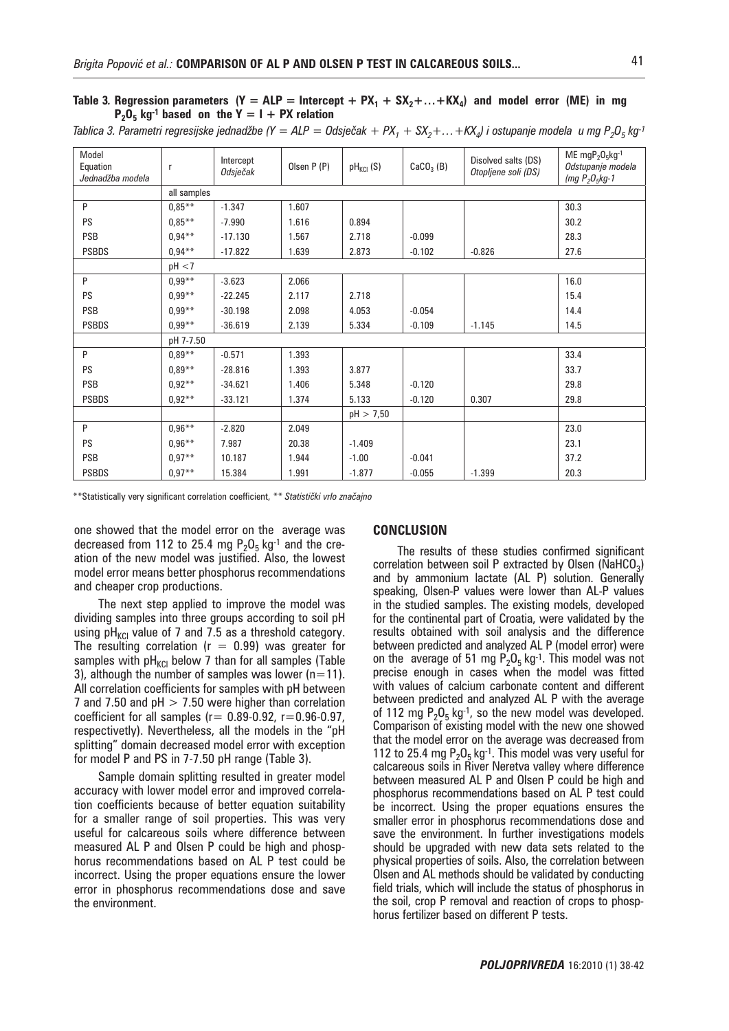**Table 3. Regression parameters ($Y = ALP = Intercept + PX_1 + SX_2+...+KX_4$) and model error (ME) in mg $P_2O_5$ kg$^{-1}$ based on the Y = I + PX relation**

*Tablica 3. Parametri regresijske jednadžbe ($Y = ALP = Odsječak + PX_1 + SX_2+...+KX_4$) i ostupanje modela u mg $P_2O_5$ kg$^{-1}$*

| Model Equation *Jednadžba modela* | r | Intercept *Odsječak* | Olsen P (P) | $pH_{KCl}$ (S) | $CaCO_3$ (B) | Disolved salts (DS) *Otopljene soli (DS)* | ME mg$P_2O_5$kg$^{-1}$ *Odstupanje modela (mg $P_2O_5$kg-1* |
|---|---|---|---|---|---|---|---|
| | all samples | | | | | | |
| P | 0,85** | -1.347 | 1.607 | | | | 30.3 |
| PS | 0,85** | -7.990 | 1.616 | 0.894 | | | 30.2 |
| PSB | 0,94** | -17.130 | 1.567 | 2.718 | -0.099 | | 28.3 |
| PSBDS | 0,94** | -17.822 | 1.639 | 2.873 | -0.102 | -0.826 | 27.6 |
| | pH <7 | | | | | | |
| P | 0,99** | -3.623 | 2.066 | | | | 16.0 |
| PS | 0,99** | -22.245 | 2.117 | 2.718 | | | 15.4 |
| PSB | 0,99** | -30.198 | 2.098 | 4.053 | -0.054 | | 14.4 |
| PSBDS | 0,99** | -36.619 | 2.139 | 5.334 | -0.109 | -1.145 | 14.5 |
| | pH 7-7.50 | | | | | | |
| P | 0,89** | -0.571 | 1.393 | | | | 33.4 |
| PS | 0,89** | -28.816 | 1.393 | 3.877 | | | 33.7 |
| PSB | 0,92** | -34.621 | 1.406 | 5.348 | -0.120 | | 29.8 |
| PSBDS | 0,92** | -33.121 | 1.374 | 5.133 | -0.120 | 0.307 | 29.8 |
| | | | | pH > 7,50 | | | |
| P | 0,96** | -2.820 | 2.049 | | | | 23.0 |
| PS | 0,96** | 7.987 | 20.38 | -1.409 | | | 23.1 |
| PSB | 0,97** | 10.187 | 1.944 | -1.00 | -0.041 | | 37.2 |
| PSBDS | 0,97** | 15.384 | 1.991 | -1.877 | -0.055 | -1.399 | 20.3 |

**Statistically very significant correlation coefficient, ** *Statistički vrlo značajno*

one showed that the model error on the average was decreased from 112 to 25.4 mg $P_2O_5$ kg$^{-1}$ and the creation of the new model was justified. Also, the lowest model error means better phosphorus recommendations and cheaper crop productions.

The next step applied to improve the model was dividing samples into three groups according to soil pH using $pH_{KCl}$ value of 7 and 7.5 as a threshold category. The resulting correlation ($r = 0.99$) was greater for samples with $pH_{KCl}$ below 7 than for all samples (Table 3), although the number of samples was lower ($n=11$). All correlation coefficients for samples with pH between 7 and 7.50 and pH > 7.50 were higher than correlation coefficient for all samples ($r= 0.89$-$0.92$, $r=0.96$-$0.97$, respectivetly). Nevertheless, all the models in the "pH splitting" domain decreased model error with exception for model P and PS in 7-7.50 pH range (Table 3).

Sample domain splitting resulted in greater model accuracy with lower model error and improved correlation coefficients because of better equation suitability for a smaller range of soil properties. This was very useful for calcareous soils where difference between measured AL P and Olsen P could be high and phosphorus recommendations based on AL P test could be incorrect. Using the proper equations ensure the lower error in phosphorus recommendations dose and save the environment.

## CONCLUSION

The results of these studies confirmed significant correlation between soil P extracted by Olsen ($NaHCO_3$) and by ammonium lactate (AL P) solution. Generally speaking, Olsen-P values were lower than AL-P values in the studied samples. The existing models, developed for the continental part of Croatia, were validated by the results obtained with soil analysis and the difference between predicted and analyzed AL P (model error) were on the average of 51 mg $P_2O_5$ kg$^{-1}$. This model was not precise enough in cases when the model was fitted with values of calcium carbonate content and different between predicted and analyzed AL P with the average of 112 mg $P_2O_5$ kg$^{-1}$, so the new model was developed. Comparison of existing model with the new one showed that the model error on the average was decreased from 112 to 25.4 mg $P_2O_5$ kg$^{-1}$. This model was very useful for calcareous soils in River Neretva valley where difference between measured AL P and Olsen P could be high and phosphorus recommendations based on AL P test could be incorrect. Using the proper equations ensures the smaller error in phosphorus recommendations dose and save the environment. In further investigations models should be upgraded with new data sets related to the physical properties of soils. Also, the correlation between Olsen and AL methods should be validated by conducting field trials, which will include the status of phosphorus in the soil, crop P removal and reaction of crops to phosphorus fertilizer based on different P tests.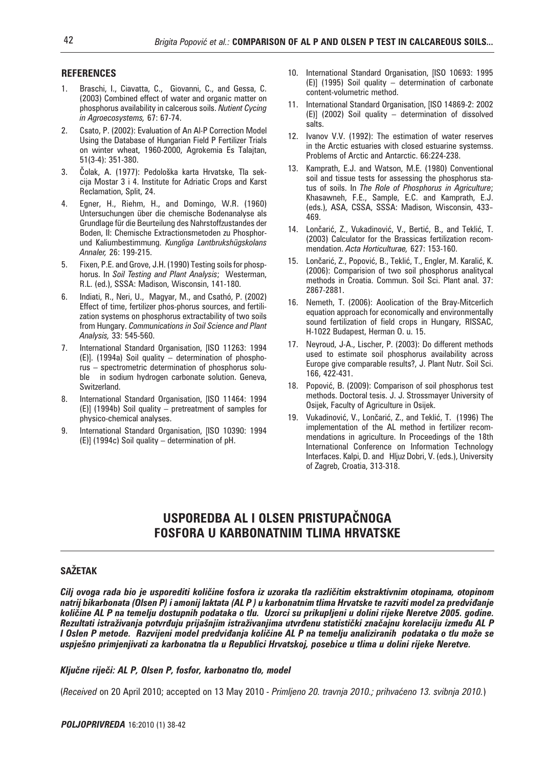## REFERENCES

1. Braschi, I., Ciavatta, C., Giovanni, C., and Gessa, C. (2003) Combined effect of water and organic matter on phosphorus availability in calcerous soils. *Nutient Cycing in Agroecosystems,* 67: 67-74.
2. Csato, P. (2002): Evaluation of An Al-P Correction Model Using the Database of Hungarian Field P Fertilizer Trials on winter wheat, 1960-2000, Agrokemia Es Talajtan, 51(3-4): 351-380.
3. Čolak, A. (1977): Pedološka karta Hrvatske, Tla sekcija Mostar 3 i 4. Institute for Adriatic Crops and Karst Reclamation, Split, 24.
4. Egner, H., Riehm, H., and Domingo, W.R. (1960) Untersuchungen über die chemische Bodenanalyse als Grundlage für die Beurteilung des Nahrstoffzustandes der Boden, II: Chemische Extractionsmetoden zu Phosphor- und Kaliumbestimmung. *Kungliga Lantbrukshügskolans Annaler,* 26: 199-215.
5. Fixen, P.E. and Grove, J.H. (1990) Testing soils for phosphorus. In *Soil Testing and Plant Analysis*; Westerman, R.L. (ed.), SSSA: Madison, Wisconsin, 141-180.
6. Indiati, R., Neri, U., Magyar, M., and Csathó, P. (2002) Effect of time, fertilizer phos-phorus sources, and fertilization systems on phosphorus extractability of two soils from Hungary. *Communications in Soil Science and Plant Analysis,* 33: 545-560.
7. International Standard Organisation, [ISO 11263: 1994 (E)]. (1994a) Soil quality – determination of phosphorus – spectrometric determination of phosphorus soluble in sodium hydrogen carbonate solution. Geneva, Switzerland.
8. International Standard Organisation, [ISO 11464: 1994 (E)] (1994b) Soil quality – pretreatment of samples for physico-chemical analyses.
9. International Standard Organisation, [ISO 10390: 1994 (E)] (1994c) Soil quality – determination of pH.
10. International Standard Organisation, [ISO 10693: 1995 (E)] (1995) Soil quality – determination of carbonate content-volumetric method.
11. International Standard Organisation, [ISO 14869-2: 2002 (E)] (2002) Soil quality – determination of dissolved salts.
12. Ivanov V.V. (1992): The estimation of water reserves in the Arctic estuaries with closed estuarine systemss. Problems of Arctic and Antarctic. 66:224-238.
13. Kamprath, E.J. and Watson, M.E. (1980) Conventional soil and tissue tests for assessing the phosphorus status of soils. In *The Role of Phosphorus in Agriculture*; Khasawneh, F.E., Sample, E.C. and Kamprath, E.J. (eds.), ASA, CSSA, SSSA: Madison, Wisconsin, 433–469.
14. Lončarić, Z., Vukadinović, V., Bertić, B., and Teklić, T. (2003) Calculator for the Brassicas fertilization recommendation. *Acta Horticulturae,* 627: 153-160.
15. Lončarić, Z., Popović, B., Teklić, T., Engler, M. Karalić, K. (2006): Comparision of two soil phosphorus analitycal methods in Croatia. Commun. Soil Sci. Plant anal. 37: 2867-2881.
16. Nemeth, T. (2006): Aoolication of the Bray-Mitcerlich equation approach for economically and environmentally sound fertilization of field crops in Hungary, RISSAC, H-1022 Budapest, Herman O. u. 15.
17. Neyroud, J-A., Lischer, P. (2003): Do different methods used to estimate soil phosphorus availability across Europe give comparable results?, J. Plant Nutr. Soil Sci. 166, 422-431.
18. Popović, B. (2009): Comparison of soil phosphorus test methods. Doctoral tesis. J. J. Strossmayer University of Osijek, Faculty of Agriculture in Osijek.
19. Vukadinović, V., Lončarić, Z., and Teklić, T. (1996) The implementation of the AL method in fertilizer recommendations in agriculture. In Proceedings of the 18th International Conference on Information Technology Interfaces. Kalpi, D. and Hljuz Dobri, V. (eds.), University of Zagreb, Croatia, 313-318.

# USPOREDBA AL I OLSEN PRISTUPAČNOGA FOSFORA U KARBONATNIM TLIMA HRVATSKE

## SAŽETAK

***Cilj ovoga rada bio je usporediti količine fosfora iz uzoraka tla različitim ekstraktivnim otopinama, otopinom natrij bikarbonata (Olsen P) i amonij laktata (AL P ) u karbonatnim tlima Hrvatske te razviti model za predviđanje količine AL P na temelju dostupnih podataka o tlu. Uzorci su prikupljeni u dolini rijeke Neretve 2005. godine. Rezultati istraživanja potvrđuju prijašnjim istraživanjima utvrđenu statistički značajnu korelaciju između AL P I Oslen P metode. Razvijeni model predviđanja količine AL P na temelju analiziranih podataka o tlu može se uspješno primjenjivati za karbonatna tla u Republici Hrvatskoj, posebice u tlima u dolini rijeke Neretve.***

***Ključne riječi: AL P, Olsen P, fosfor, karbonatno tlo, model***

(*Received* on 20 April 2010; accepted on 13 May 2010 - *Primljeno 20. travnja 2010.; prihvaćeno 13. svibnja 2010.*)